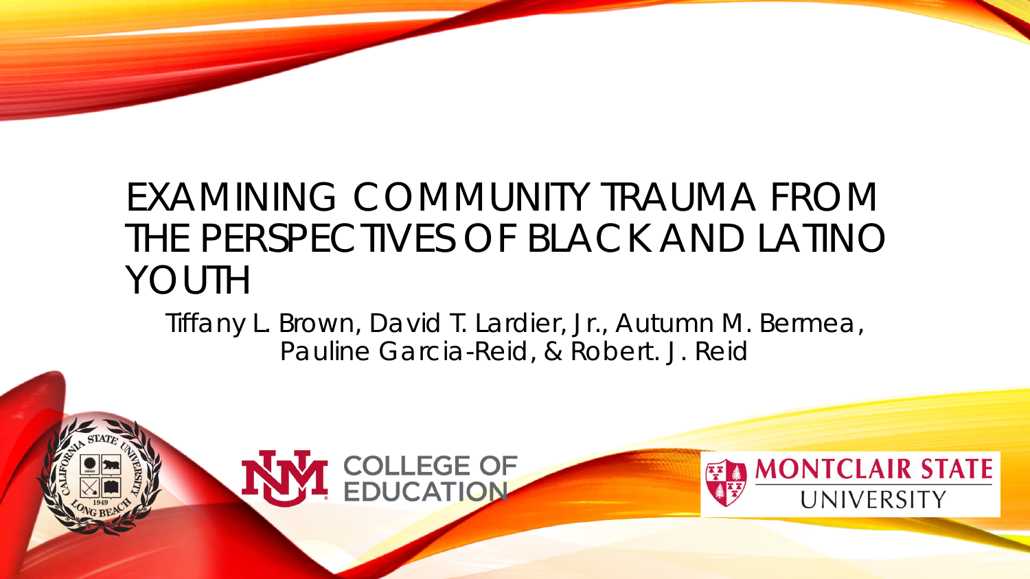# EXAMINING COMMUNITY TRAUMA FROM THE PERSPECTIVES OF BLACK AND LATINO YOUTH

Tiffany L. Brown, David T. Lardier, Jr., Autumn M. Bermea, Pauline Garcia-Reid, & Robert. J. Reid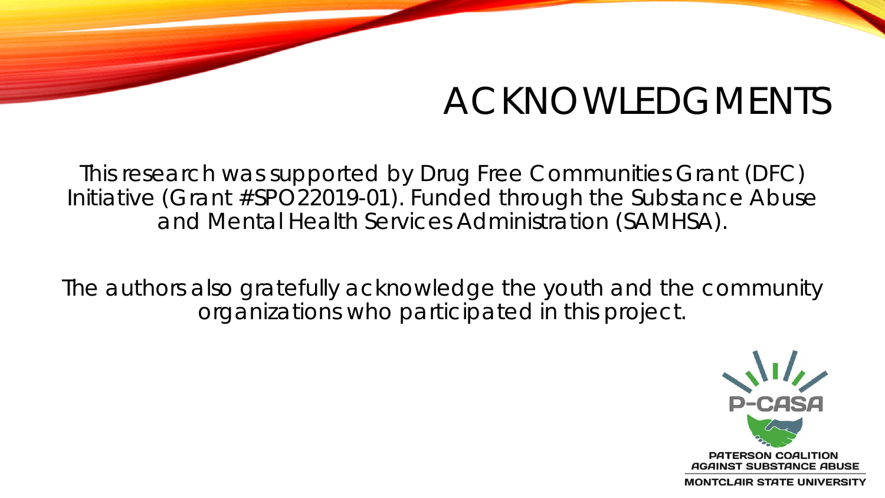# ACKNOWLEDGMENTS

This research was supported by Drug Free Communities Grant (DFC) Initiative (Grant #SPO22019-01). Funded through the Substance Abuse and Mental Health Services Administration (SAMHSA).

The authors also gratefully acknowledge the youth and the community organizations who participated in this project.

P-CASA

PATERSON COALITION AGAINST SUBSTANCE ABUSE

MONTCLAIR STATE UNIVERSITY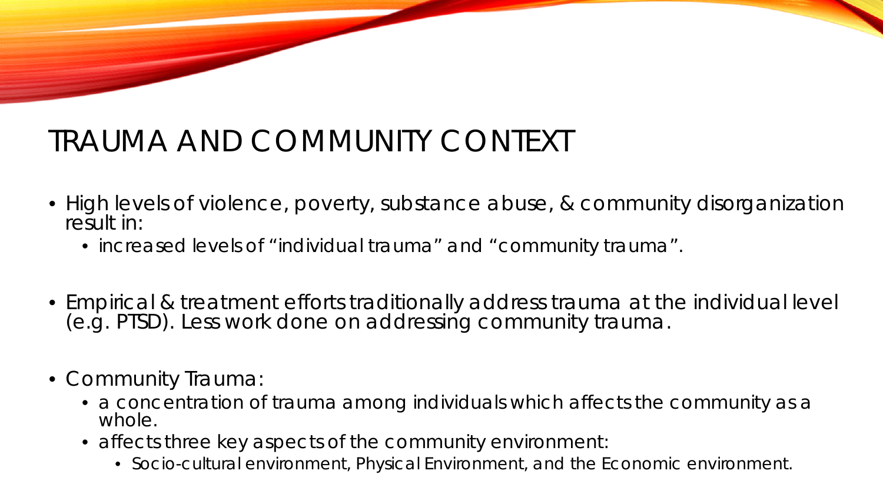# TRAUMA AND COMMUNITY CONTEXT

- High levels of violence, poverty, substance abuse, & community disorganization result in:
  - increased levels of "individual trauma" and "community trauma".
- Empirical & treatment efforts traditionally address trauma at the individual level (e.g. PTSD). Less work done on addressing community trauma.
- Community Trauma:
  - a concentration of trauma among individuals which affects the community as a whole.
  - affects three key aspects of the community environment:
    - Socio-cultural environment, Physical Environment, and the Economic environment.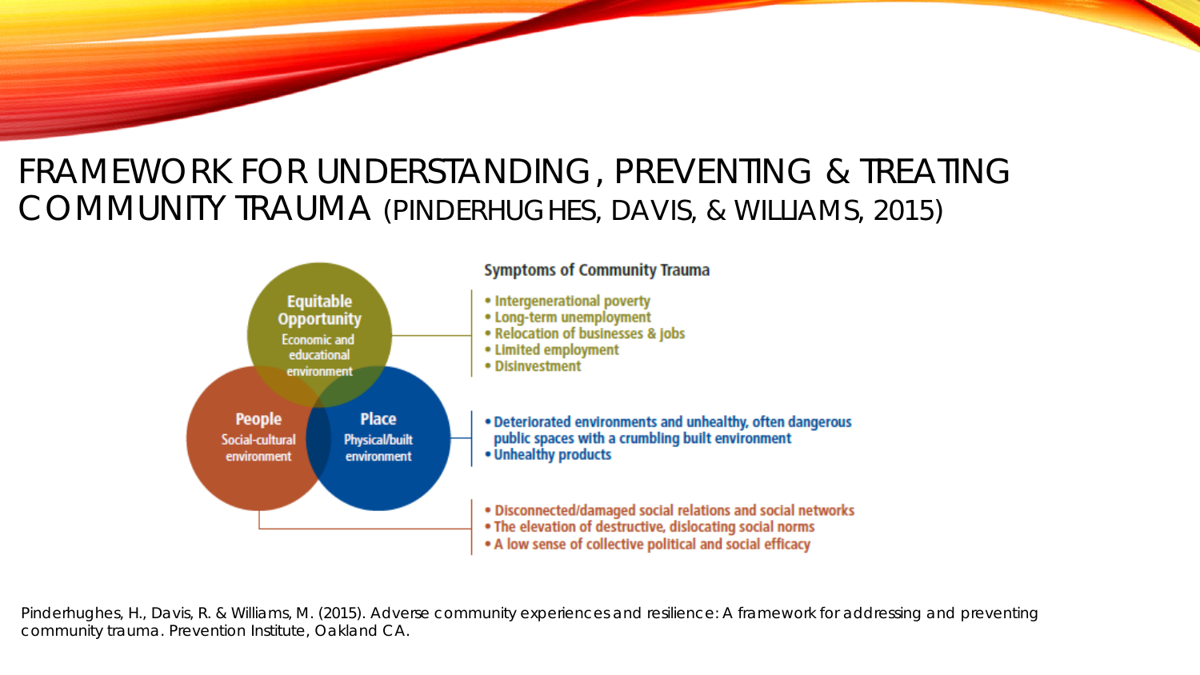# FRAMEWORK FOR UNDERSTANDING, PREVENTING & TREATING COMMUNITY TRAUMA (PINDERHUGHES, DAVIS, & WILLIAMS, 2015)

**Equitable Opportunity**
Economic and educational environment

**People**
Social-cultural environment

**Place**
Physical/built environment

**Symptoms of Community Trauma**

- Intergenerational poverty
- Long-term unemployment
- Relocation of businesses & jobs
- Limited employment
- Disinvestment

- Deteriorated environments and unhealthy, often dangerous public spaces with a crumbling built environment
- Unhealthy products

- Disconnected/damaged social relations and social networks
- The elevation of destructive, dislocating social norms
- A low sense of collective political and social efficacy

Pinderhughes, H., Davis, R. & Williams, M. (2015). Adverse community experiences and resilience: A framework for addressing and preventing community trauma. Prevention Institute, Oakland CA.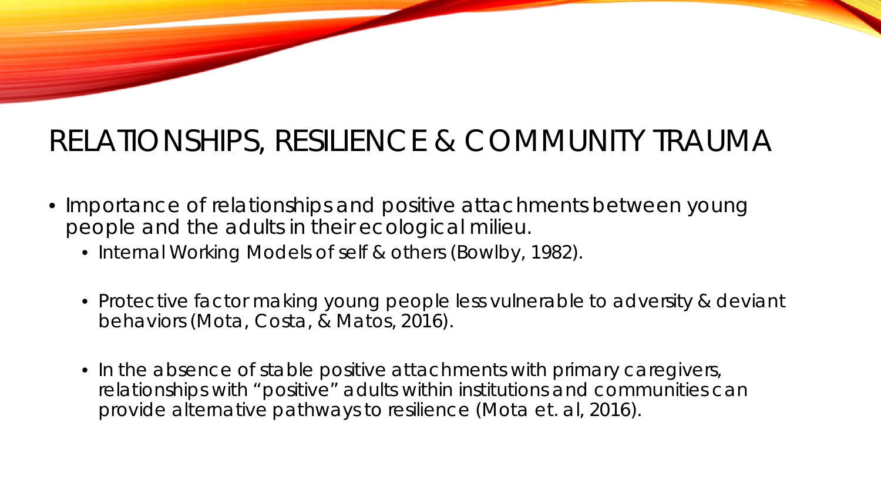# RELATIONSHIPS, RESILIENCE & COMMUNITY TRAUMA

- Importance of relationships and positive attachments between young people and the adults in their ecological milieu.
  - Internal Working Models of self & others (Bowlby, 1982).
  - Protective factor making young people less vulnerable to adversity & deviant behaviors (Mota, Costa, & Matos, 2016).
  - In the absence of stable positive attachments with primary caregivers, relationships with "positive" adults within institutions and communities can provide alternative pathways to resilience (Mota et. al, 2016).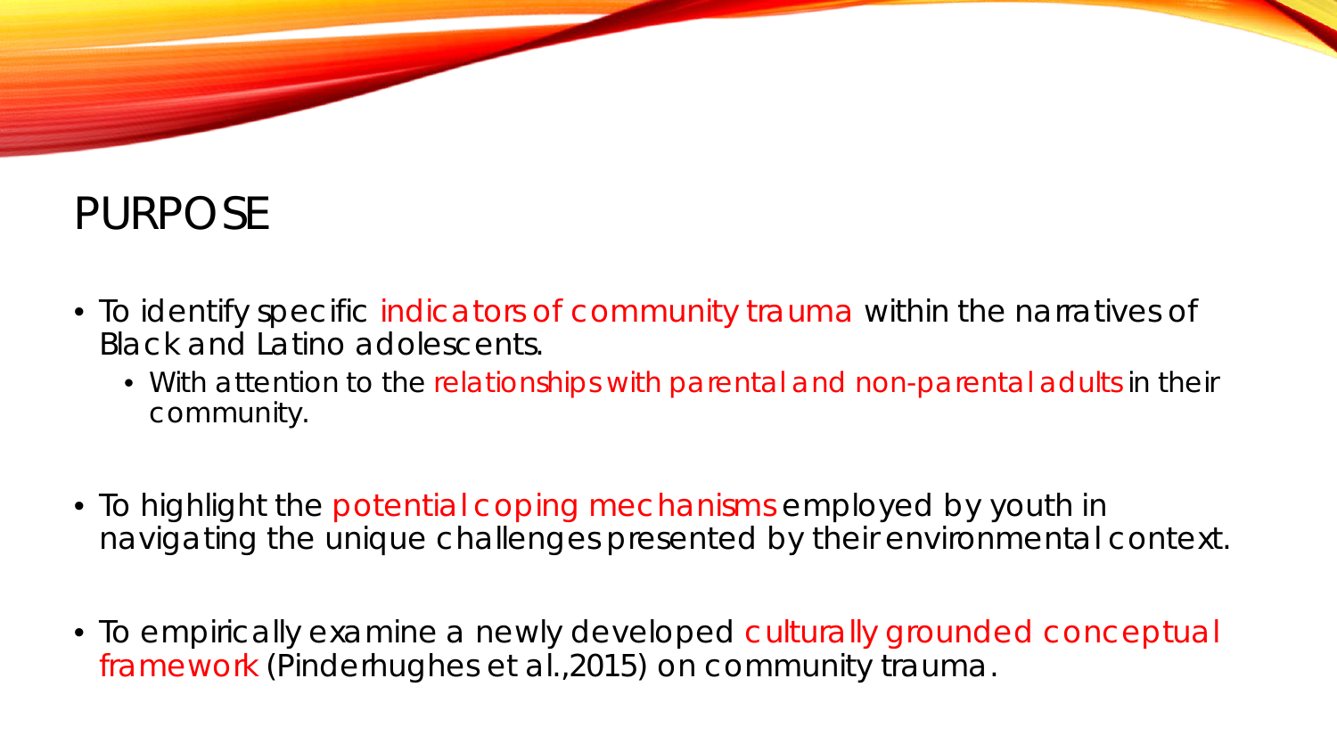# PURPOSE

- To identify specific indicators of community trauma within the narratives of Black and Latino adolescents.
  - With attention to the relationships with parental and non-parental adults in their community.
- To highlight the potential coping mechanisms employed by youth in navigating the unique challenges presented by their environmental context.
- To empirically examine a newly developed culturally grounded conceptual framework (Pinderhughes et al.,2015) on community trauma.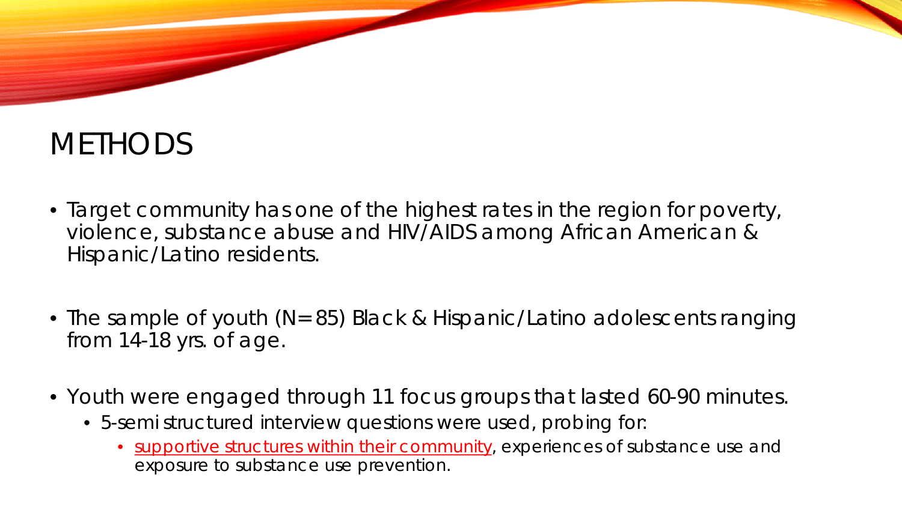# METHODS

- Target community has one of the highest rates in the region for poverty, violence, substance abuse and HIV/AIDS among African American & Hispanic/Latino residents.

- The sample of youth (N=85) Black & Hispanic/Latino adolescents ranging from 14-18 yrs. of age.

- Youth were engaged through 11 focus groups that lasted 60-90 minutes.
  - 5-semi structured interview questions were used, probing for:
    - supportive structures within their community, experiences of substance use and exposure to substance use prevention.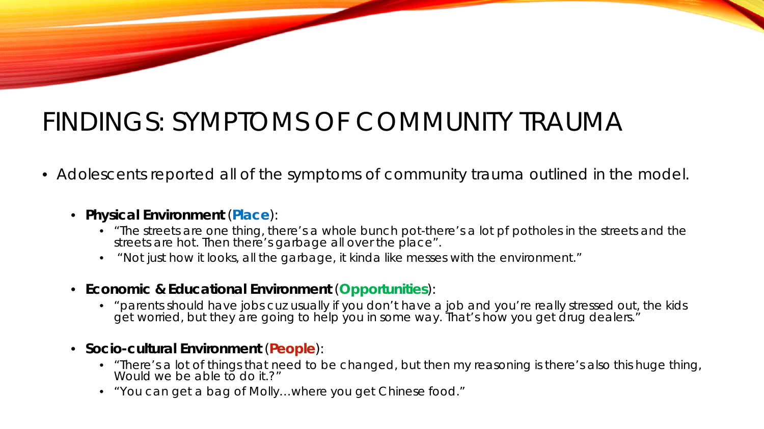# FINDINGS: SYMPTOMS OF COMMUNITY TRAUMA

- Adolescents reported all of the symptoms of community trauma outlined in the model.
  - **Physical Environment** (**Place**):
    - "The streets are one thing, there's a whole bunch pot-there's a lot pf potholes in the streets and the streets are hot. Then there's garbage all over the place".
    - "Not just how it looks, all the garbage, it kinda like messes with the environment."
  - **Economic & Educational Environment** (**Opportunities**):
    - "parents should have jobs cuz usually if you don't have a job and you're really stressed out, the kids get worried, but they are going to help you in some way. That's how you get drug dealers."
  - **Socio-cultural Environment** (**People**):
    - "There's a lot of things that need to be changed, but then my reasoning is there's also this huge thing, Would we be able to do it.?"
    - "You can get a bag of Molly…where you get Chinese food."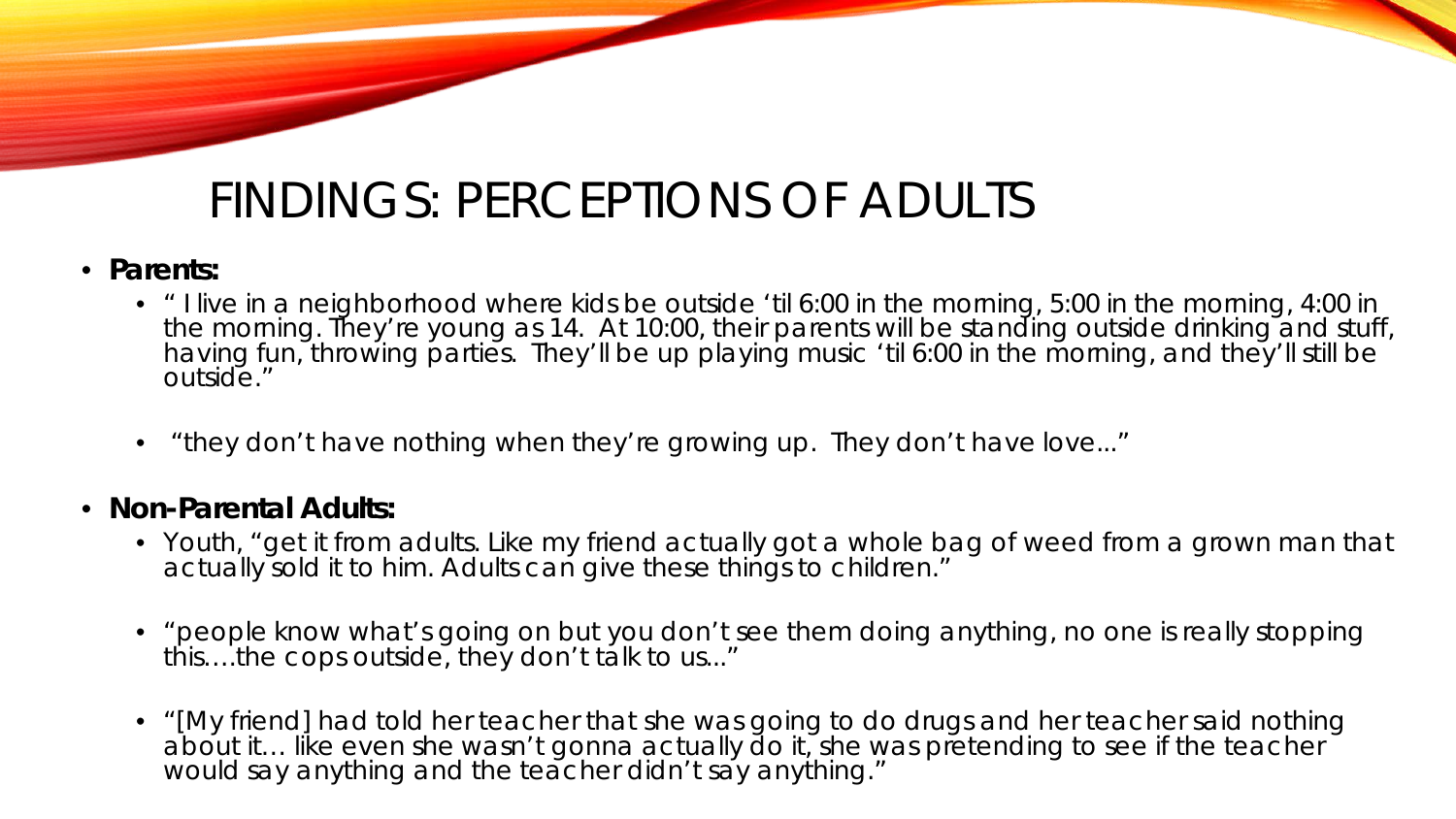# FINDINGS: PERCEPTIONS OF ADULTS

- **Parents:**
  - " I live in a neighborhood where kids be outside 'til 6:00 in the morning, 5:00 in the morning, 4:00 in the morning. They're young as 14. At 10:00, their parents will be standing outside drinking and stuff, having fun, throwing parties. They'll be up playing music 'til 6:00 in the morning, and they'll still be outside."
  - "they don't have nothing when they're growing up. They don't have love..."
- **Non-Parental Adults:**
  - Youth, "get it from adults. Like my friend actually got a whole bag of weed from a grown man that actually sold it to him. Adults can give these things to children."
  - "people know what's going on but you don't see them doing anything, no one is really stopping this….the cops outside, they don't talk to us..."
  - "[My friend] had told her teacher that she was going to do drugs and her teacher said nothing about it… like even she wasn't gonna actually do it, she was pretending to see if the teacher would say anything and the teacher didn't say anything."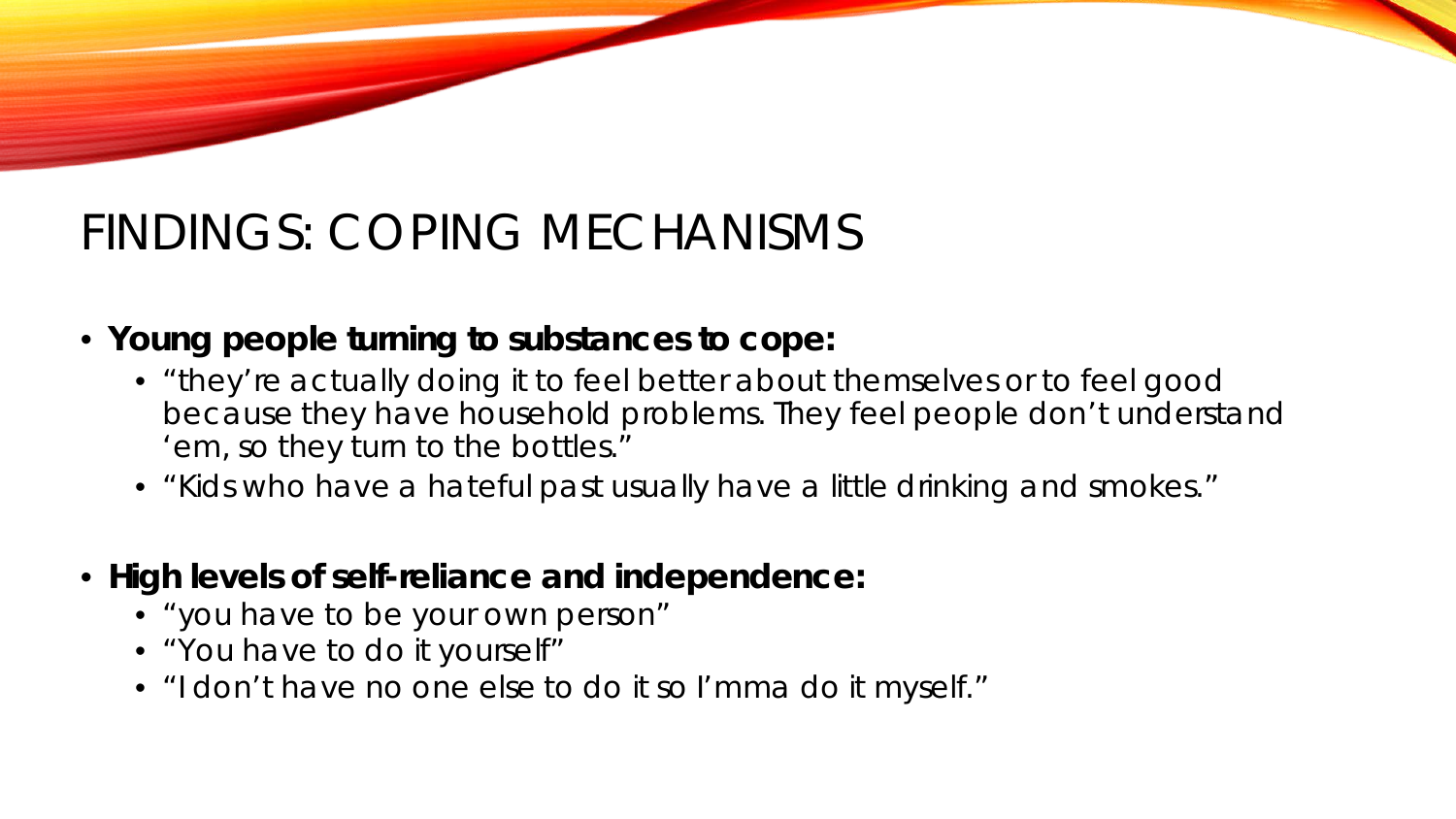# FINDINGS: COPING MECHANISMS

- **Young people turning to substances to cope:**
  - "they're actually doing it to feel better about themselves or to feel good because they have household problems. They feel people don't understand 'em, so they turn to the bottles."
  - "Kids who have a hateful past usually have a little drinking and smokes."

- **High levels of self-reliance and independence:**
  - "you have to be your own person"
  - "You have to do it yourself"
  - "I don't have no one else to do it so I'mma do it myself."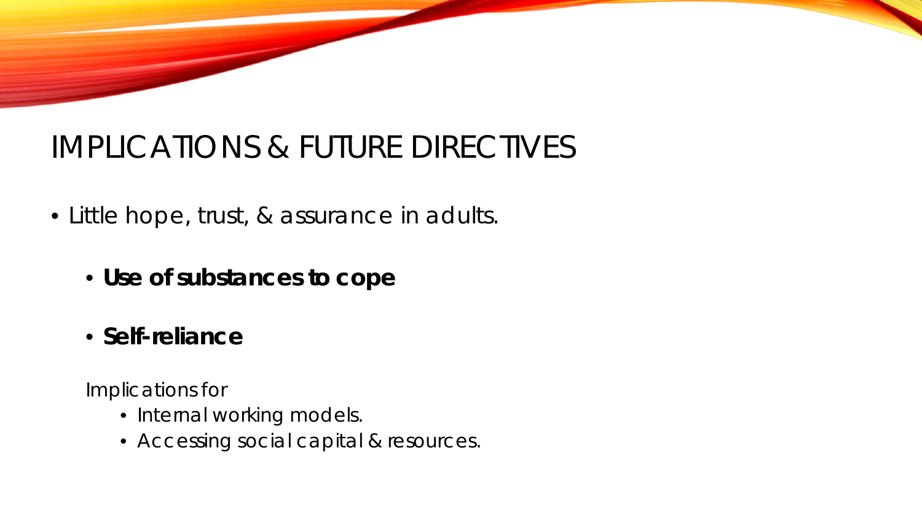# IMPLICATIONS & FUTURE DIRECTIVES

- Little hope, trust, & assurance in adults.
  - **Use of substances to cope**
  - **Self-reliance**

  Implications for
    - Internal working models.
    - Accessing social capital & resources.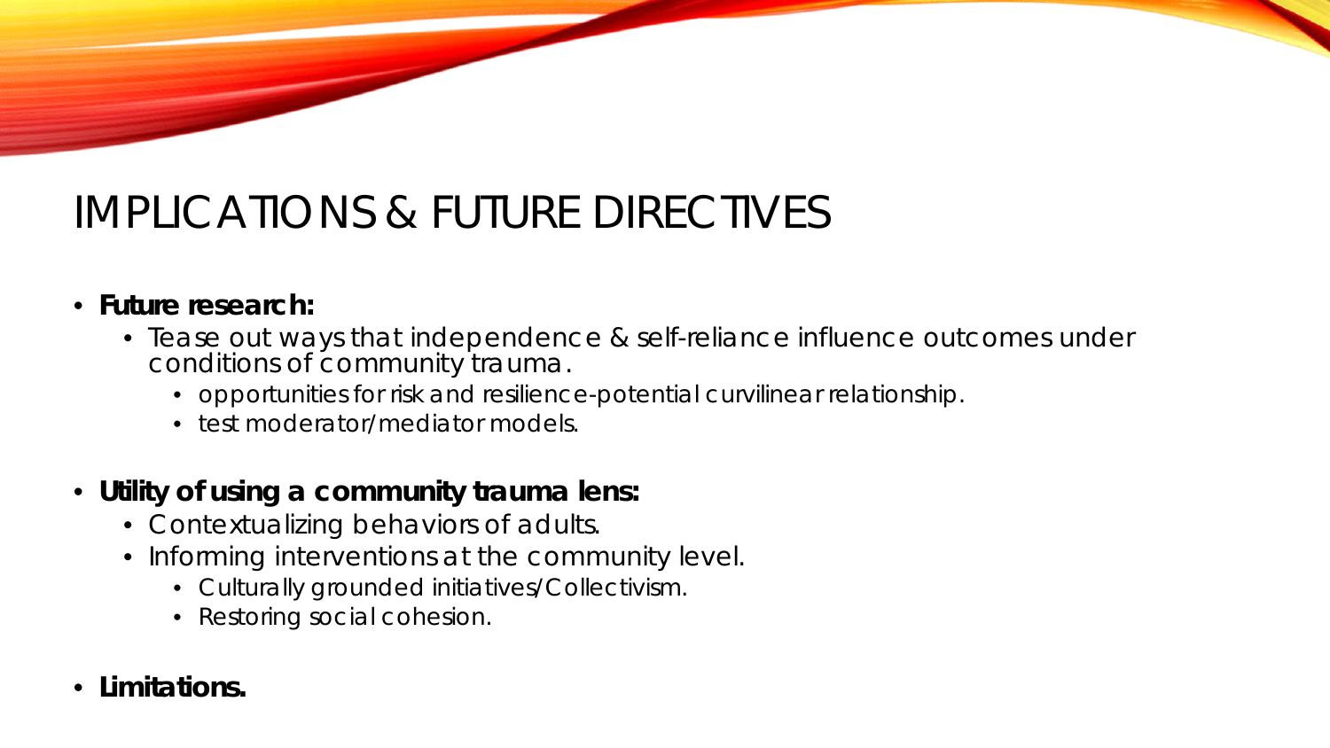# IMPLICATIONS & FUTURE DIRECTIVES

- **Future research:**
  - Tease out ways that independence & self-reliance influence outcomes under conditions of community trauma.
    - opportunities for risk and resilience-potential curvilinear relationship.
    - test moderator/mediator models.
- **Utility of using a community trauma lens:**
  - Contextualizing behaviors of adults.
  - Informing interventions at the community level.
    - Culturally grounded initiatives/Collectivism.
    - Restoring social cohesion.
- **Limitations.**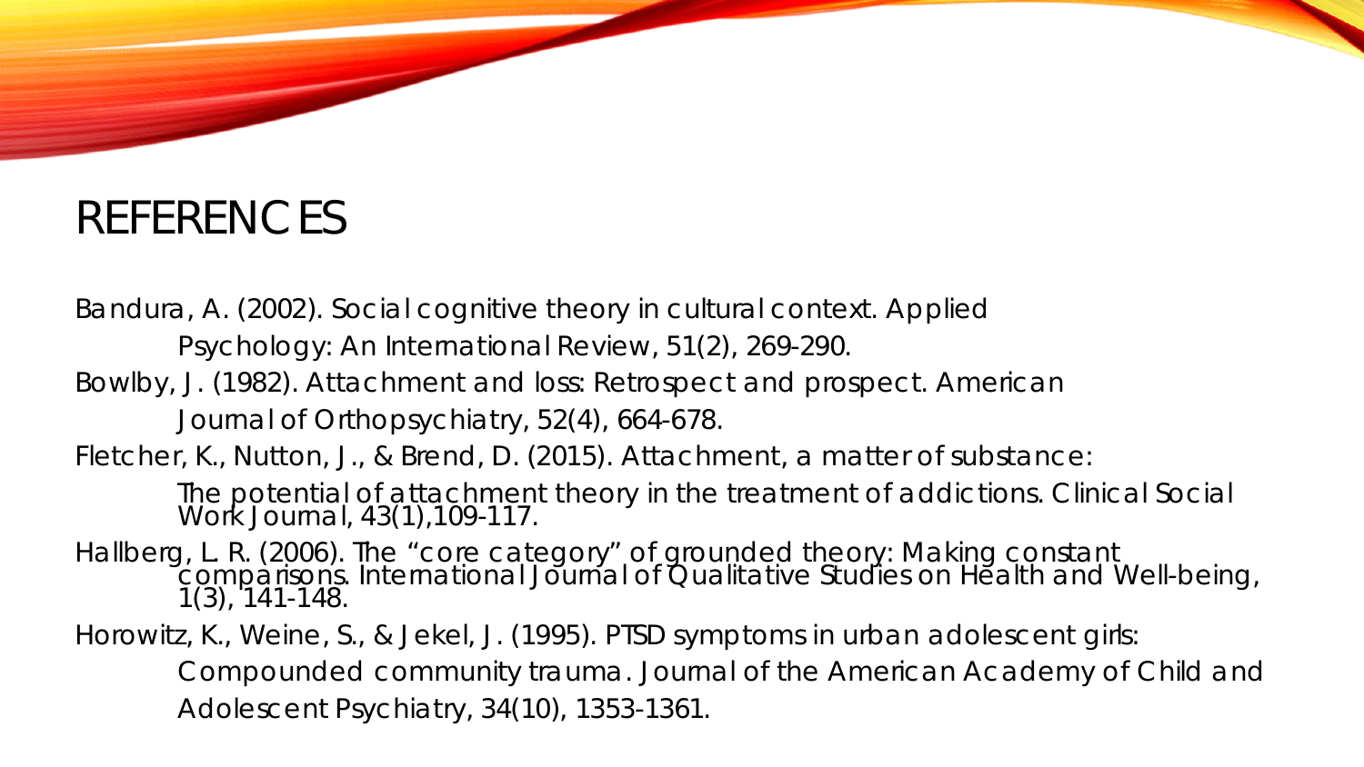# REFERENCES

Bandura, A. (2002). Social cognitive theory in cultural context. Applied Psychology: An International Review, 51(2), 269-290.

Bowlby, J. (1982). Attachment and loss: Retrospect and prospect. American Journal of Orthopsychiatry, 52(4), 664-678.

Fletcher, K., Nutton, J., & Brend, D. (2015). Attachment, a matter of substance: The potential of attachment theory in the treatment of addictions. Clinical Social Work Journal, 43(1),109-117.

Hallberg, L. R. (2006). The "core category" of grounded theory: Making constant comparisons. International Journal of Qualitative Studies on Health and Well-being, 1(3), 141-148.

Horowitz, K., Weine, S., & Jekel, J. (1995). PTSD symptoms in urban adolescent girls: Compounded community trauma. Journal of the American Academy of Child and Adolescent Psychiatry, 34(10), 1353-1361.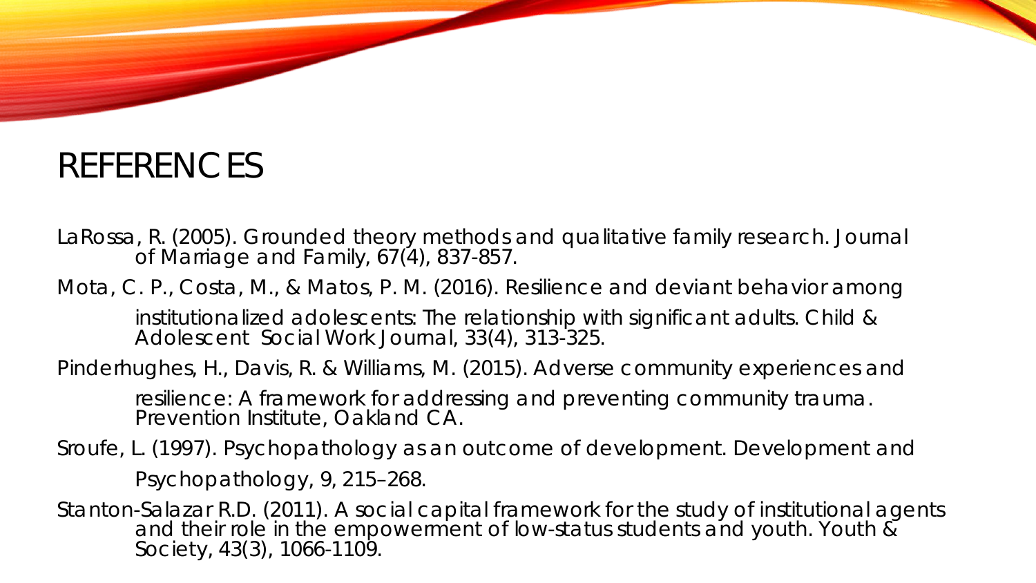# REFERENCES

LaRossa, R. (2005). Grounded theory methods and qualitative family research. Journal of Marriage and Family, 67(4), 837-857.

Mota, C. P., Costa, M., & Matos, P. M. (2016). Resilience and deviant behavior among institutionalized adolescents: The relationship with significant adults. Child & Adolescent Social Work Journal, 33(4), 313-325.

Pinderhughes, H., Davis, R. & Williams, M. (2015). Adverse community experiences and resilience: A framework for addressing and preventing community trauma. Prevention Institute, Oakland CA.

Sroufe, L. (1997). Psychopathology as an outcome of development. Development and Psychopathology, 9, 215–268.

Stanton-Salazar R.D. (2011). A social capital framework for the study of institutional agents and their role in the empowerment of low-status students and youth. Youth & Society, 43(3), 1066-1109.